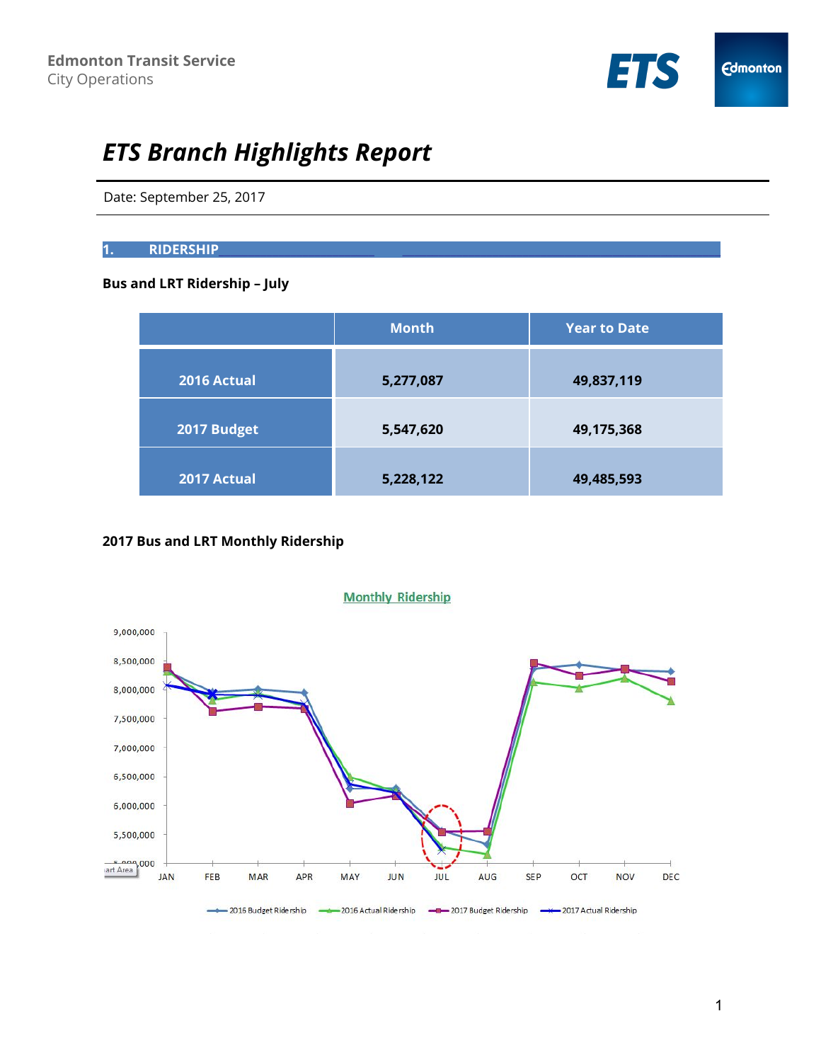Edmonton Transit Service
City Operations

# *ETS Branch Highlights Report*

Date: September 25, 2017

## 1. RIDERSHIP

### Bus and LRT Ridership – July

| | Month | Year to Date |
|---|---|---|
| 2016 Actual | 5,277,087 | 49,837,119 |
| 2017 Budget | 5,547,620 | 49,175,368 |
| 2017 Actual | 5,228,122 | 49,485,593 |

### 2017 Bus and LRT Monthly Ridership

Monthly Ridership

2016 Budget Ridership | 2016 Actual Ridership | 2017 Budget Ridership | 2017 Actual Ridership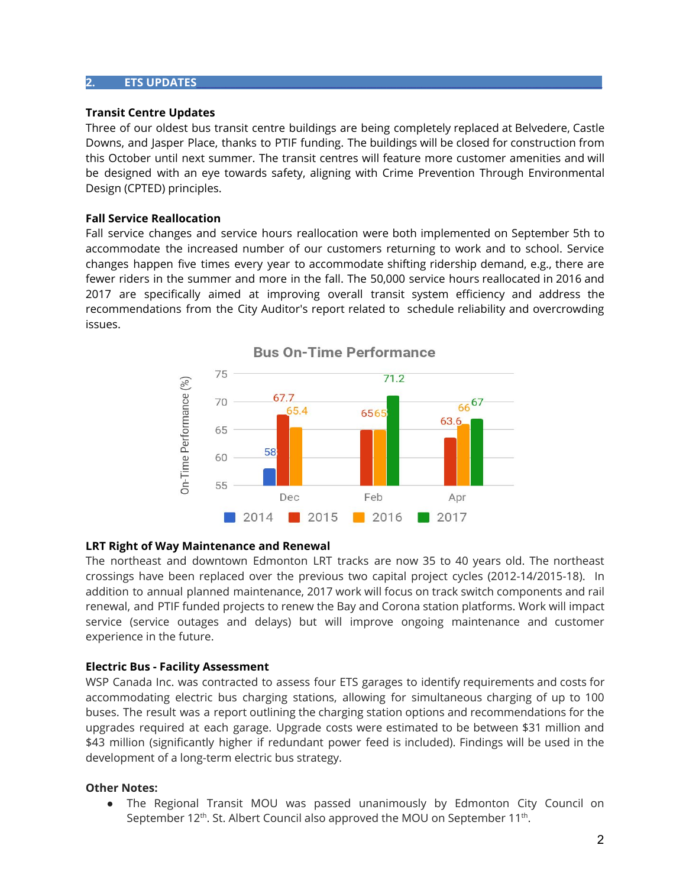## 2. ETS UPDATES

**Transit Centre Updates**

Three of our oldest bus transit centre buildings are being completely replaced at Belvedere, Castle Downs, and Jasper Place, thanks to PTIF funding. The buildings will be closed for construction from this October until next summer. The transit centres will feature more customer amenities and will be designed with an eye towards safety, aligning with Crime Prevention Through Environmental Design (CPTED) principles.

**Fall Service Reallocation**

Fall service changes and service hours reallocation were both implemented on September 5th to accommodate the increased number of our customers returning to work and to school. Service changes happen five times every year to accommodate shifting ridership demand, e.g., there are fewer riders in the summer and more in the fall. The 50,000 service hours reallocated in 2016 and 2017 are specifically aimed at improving overall transit system efficiency and address the recommendations from the City Auditor's report related to schedule reliability and overcrowding issues.

**Bus On-Time Performance**

On-Time Performance (%)

| | 2014 | 2015 | 2016 | 2017 |
|---|---|---|---|---|
| Dec | 58 | 67.7 | 65.4 | |
| Feb | | 65 | 65 | 71.2 |
| Apr | | 63.6 | 66 | 67 |

**LRT Right of Way Maintenance and Renewal**

The northeast and downtown Edmonton LRT tracks are now 35 to 40 years old. The northeast crossings have been replaced over the previous two capital project cycles (2012-14/2015-18). In addition to annual planned maintenance, 2017 work will focus on track switch components and rail renewal, and PTIF funded projects to renew the Bay and Corona station platforms. Work will impact service (service outages and delays) but will improve ongoing maintenance and customer experience in the future.

**Electric Bus - Facility Assessment**

WSP Canada Inc. was contracted to assess four ETS garages to identify requirements and costs for accommodating electric bus charging stations, allowing for simultaneous charging of up to 100 buses. The result was a report outlining the charging station options and recommendations for the upgrades required at each garage. Upgrade costs were estimated to be between $31 million and $43 million (significantly higher if redundant power feed is included). Findings will be used in the development of a long-term electric bus strategy.

**Other Notes:**

- The Regional Transit MOU was passed unanimously by Edmonton City Council on September 12th. St. Albert Council also approved the MOU on September 11th.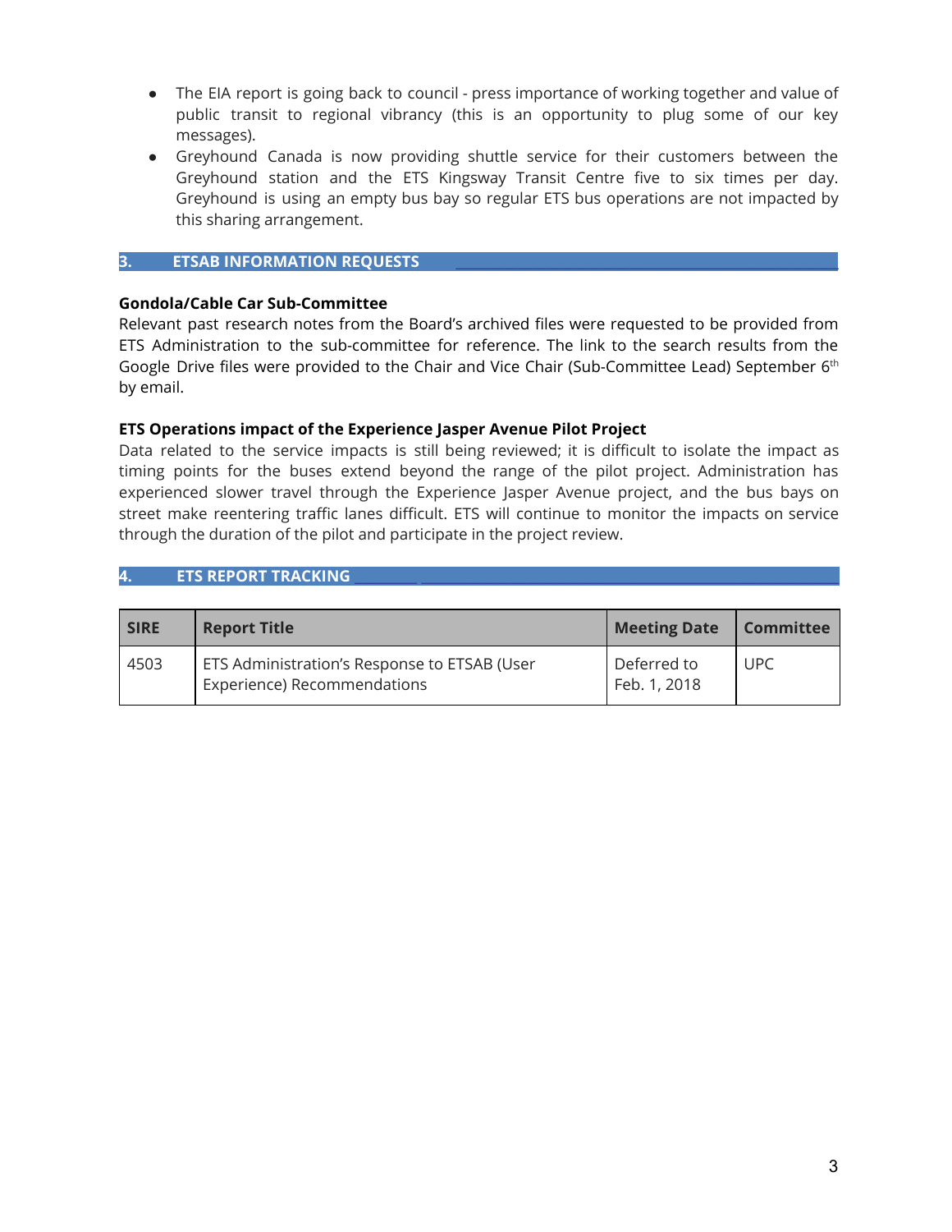- The EIA report is going back to council - press importance of working together and value of public transit to regional vibrancy (this is an opportunity to plug some of our key messages).
- Greyhound Canada is now providing shuttle service for their customers between the Greyhound station and the ETS Kingsway Transit Centre five to six times per day. Greyhound is using an empty bus bay so regular ETS bus operations are not impacted by this sharing arrangement.

## 3. ETSAB INFORMATION REQUESTS

**Gondola/Cable Car Sub-Committee**

Relevant past research notes from the Board's archived files were requested to be provided from ETS Administration to the sub-committee for reference. The link to the search results from the Google Drive files were provided to the Chair and Vice Chair (Sub-Committee Lead) September 6th by email.

**ETS Operations impact of the Experience Jasper Avenue Pilot Project**

Data related to the service impacts is still being reviewed; it is difficult to isolate the impact as timing points for the buses extend beyond the range of the pilot project. Administration has experienced slower travel through the Experience Jasper Avenue project, and the bus bays on street make reentering traffic lanes difficult. ETS will continue to monitor the impacts on service through the duration of the pilot and participate in the project review.

## 4. ETS REPORT TRACKING

| SIRE | Report Title | Meeting Date | Committee |
|---|---|---|---|
| 4503 | ETS Administration's Response to ETSAB (User Experience) Recommendations | Deferred to Feb. 1, 2018 | UPC |